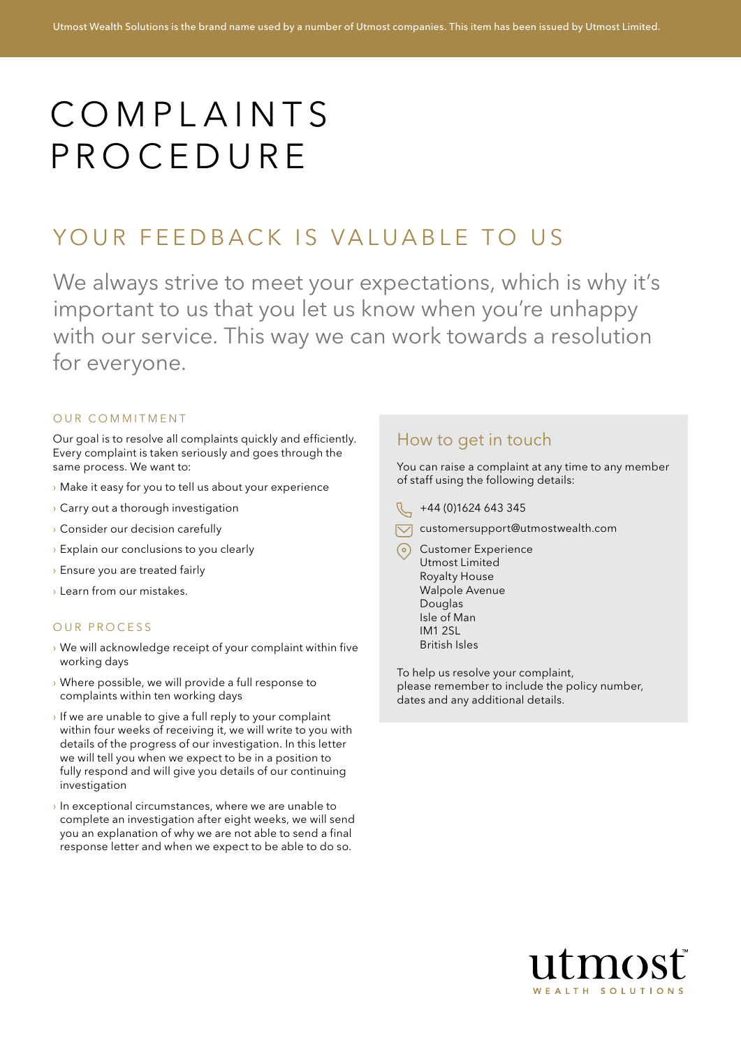Utmost Wealth Solutions is the brand name used by a number of Utmost companies. This item has been issued by Utmost Limited.

# COMPLAINTS PROCEDURE

## YOUR FEEDBACK IS VALUABLE TO US

We always strive to meet your expectations, which is why it's important to us that you let us know when you're unhappy with our service. This way we can work towards a resolution for everyone.

### OUR COMMITMENT

Our goal is to resolve all complaints quickly and efficiently. Every complaint is taken seriously and goes through the same process. We want to:

- Make it easy for you to tell us about your experience
- Carry out a thorough investigation
- Consider our decision carefully
- Explain our conclusions to you clearly
- Ensure you are treated fairly
- Learn from our mistakes.

### OUR PROCESS

- We will acknowledge receipt of your complaint within five working days
- Where possible, we will provide a full response to complaints within ten working days
- If we are unable to give a full reply to your complaint within four weeks of receiving it, we will write to you with details of the progress of our investigation. In this letter we will tell you when we expect to be in a position to fully respond and will give you details of our continuing investigation
- In exceptional circumstances, where we are unable to complete an investigation after eight weeks, we will send you an explanation of why we are not able to send a final response letter and when we expect to be able to do so.

### How to get in touch

You can raise a complaint at any time to any member of staff using the following details:

+44 (0)1624 643 345

customersupport@utmostwealth.com

Customer Experience
Utmost Limited
Royalty House
Walpole Avenue
Douglas
Isle of Man
IM1 2SL
British Isles

To help us resolve your complaint, please remember to include the policy number, dates and any additional details.

utmost™ WEALTH SOLUTIONS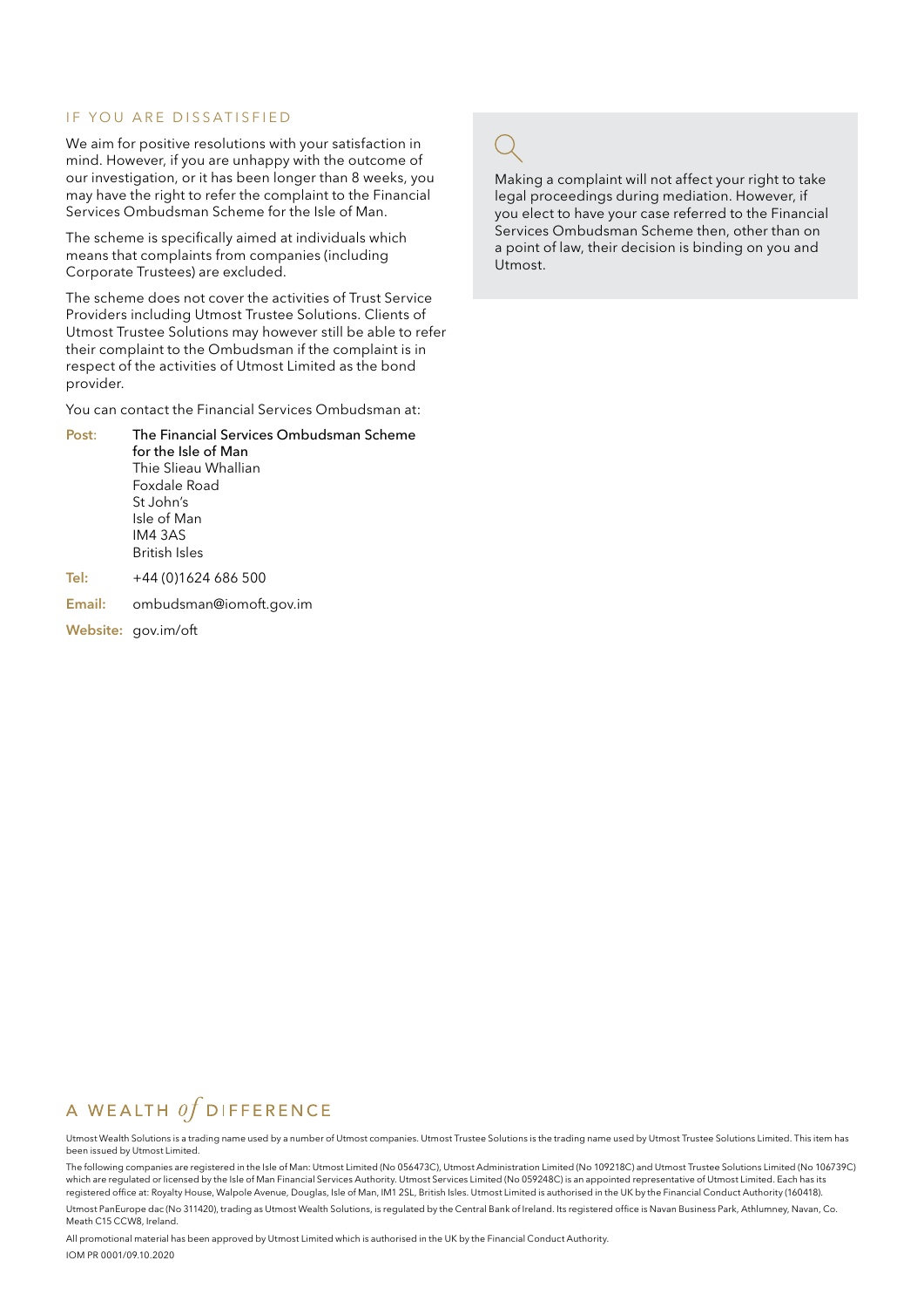## IF YOU ARE DISSATISFIED

We aim for positive resolutions with your satisfaction in mind. However, if you are unhappy with the outcome of our investigation, or it has been longer than 8 weeks, you may have the right to refer the complaint to the Financial Services Ombudsman Scheme for the Isle of Man.

The scheme is specifically aimed at individuals which means that complaints from companies (including Corporate Trustees) are excluded.

The scheme does not cover the activities of Trust Service Providers including Utmost Trustee Solutions. Clients of Utmost Trustee Solutions may however still be able to refer their complaint to the Ombudsman if the complaint is in respect of the activities of Utmost Limited as the bond provider.

You can contact the Financial Services Ombudsman at:

**Post:** The Financial Services Ombudsman Scheme for the Isle of Man
Thie Slieau Whallian
Foxdale Road
St John's
Isle of Man
IM4 3AS
British Isles

**Tel:** +44 (0)1624 686 500

**Email:** ombudsman@iomoft.gov.im

**Website:** gov.im/oft

Making a complaint will not affect your right to take legal proceedings during mediation. However, if you elect to have your case referred to the Financial Services Ombudsman Scheme then, other than on a point of law, their decision is binding on you and Utmost.

A WEALTH *of* DIFFERENCE

Utmost Wealth Solutions is a trading name used by a number of Utmost companies. Utmost Trustee Solutions is the trading name used by Utmost Trustee Solutions Limited. This item has been issued by Utmost Limited.

The following companies are registered in the Isle of Man: Utmost Limited (No 056473C), Utmost Administration Limited (No 109218C) and Utmost Trustee Solutions Limited (No 106739C) which are regulated or licensed by the Isle of Man Financial Services Authority. Utmost Services Limited (No 059248C) is an appointed representative of Utmost Limited. Each has its registered office at: Royalty House, Walpole Avenue, Douglas, Isle of Man, IM1 2SL, British Isles. Utmost Limited is authorised in the UK by the Financial Conduct Authority (160418).

Utmost PanEurope dac (No 311420), trading as Utmost Wealth Solutions, is regulated by the Central Bank of Ireland. Its registered office is Navan Business Park, Athlumney, Navan, Co. Meath C15 CCW8, Ireland.

All promotional material has been approved by Utmost Limited which is authorised in the UK by the Financial Conduct Authority.

IOM PR 0001/09.10.2020